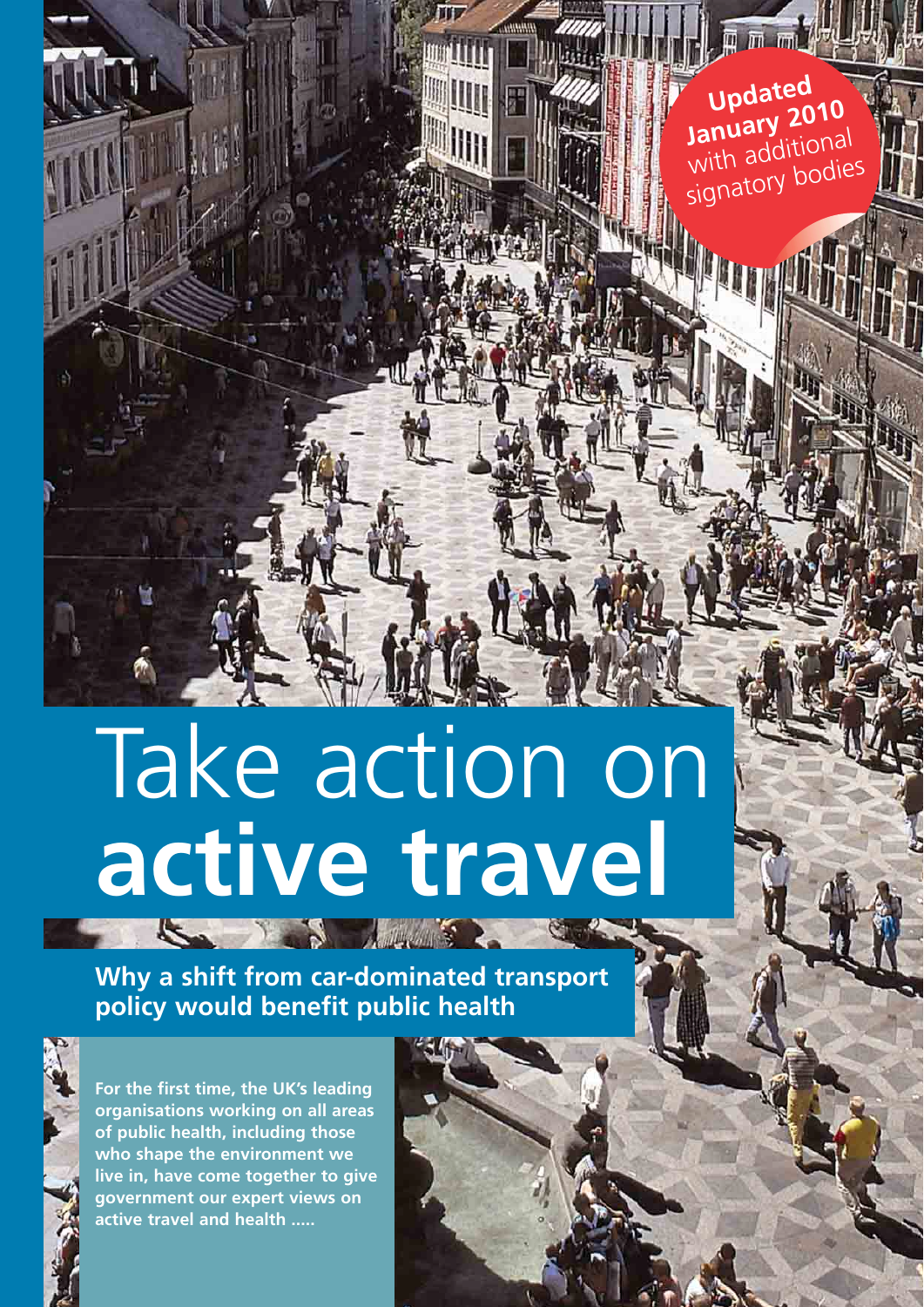**Updated January 2010** with additional signatory bodies

# Take action on **active travel**

## Why a shift from car-dominated transport policy would benefit public health

**For the first time, the UK's leading organisations working on all areas of public health, including those who shape the environment we live in, have come together to give government our expert views on active travel and health .....**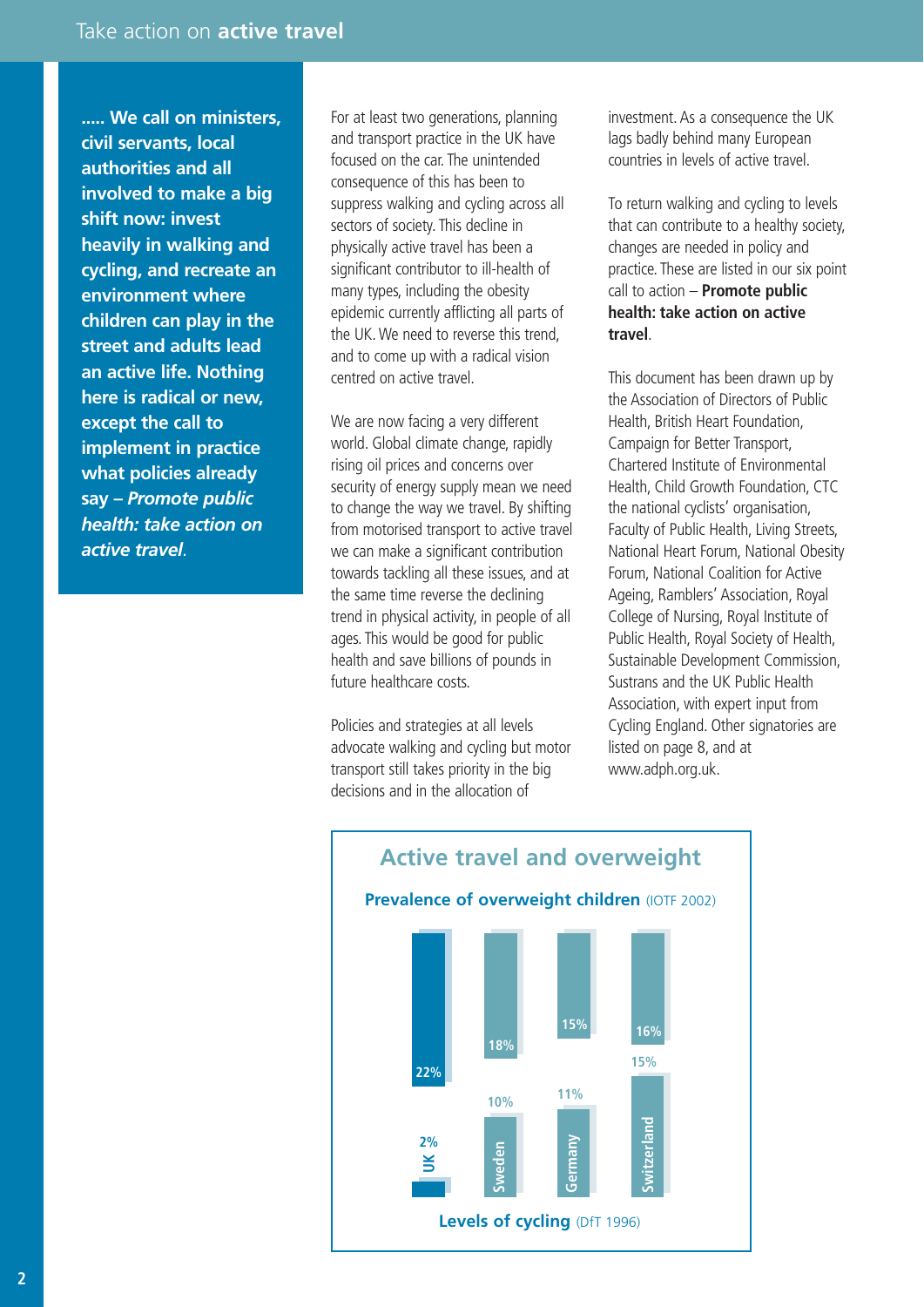..... **We call on ministers, civil servants, local authorities and all involved to make a big shift now: invest heavily in walking and cycling, and recreate an environment where children can play in the street and adults lead an active life. Nothing here is radical or new, except the call to implement in practice what policies already say – *Promote public health: take action on active travel*.**

For at least two generations, planning and transport practice in the UK have focused on the car. The unintended consequence of this has been to suppress walking and cycling across all sectors of society. This decline in physically active travel has been a significant contributor to ill-health of many types, including the obesity epidemic currently afflicting all parts of the UK. We need to reverse this trend, and to come up with a radical vision centred on active travel.

We are now facing a very different world. Global climate change, rapidly rising oil prices and concerns over security of energy supply mean we need to change the way we travel. By shifting from motorised transport to active travel we can make a significant contribution towards tackling all these issues, and at the same time reverse the declining trend in physical activity, in people of all ages. This would be good for public health and save billions of pounds in future healthcare costs.

Policies and strategies at all levels advocate walking and cycling but motor transport still takes priority in the big decisions and in the allocation of investment. As a consequence the UK lags badly behind many European countries in levels of active travel.

To return walking and cycling to levels that can contribute to a healthy society, changes are needed in policy and practice. These are listed in our six point call to action – **Promote public health: take action on active travel**.

This document has been drawn up by the Association of Directors of Public Health, British Heart Foundation, Campaign for Better Transport, Chartered Institute of Environmental Health, Child Growth Foundation, CTC the national cyclists' organisation, Faculty of Public Health, Living Streets, National Heart Forum, National Obesity Forum, National Coalition for Active Ageing, Ramblers' Association, Royal College of Nursing, Royal Institute of Public Health, Royal Society of Health, Sustainable Development Commission, Sustrans and the UK Public Health Association, with expert input from Cycling England. Other signatories are listed on page 8, and at www.adph.org.uk.

## Active travel and overweight

| Country | Prevalence of overweight children (IOTF 2002) | Levels of cycling (DfT 1996) |
|---|---|---|
| UK | 22% | 2% |
| Sweden | 18% | 10% |
| Germany | 15% | 11% |
| Switzerland | 16% | 15% |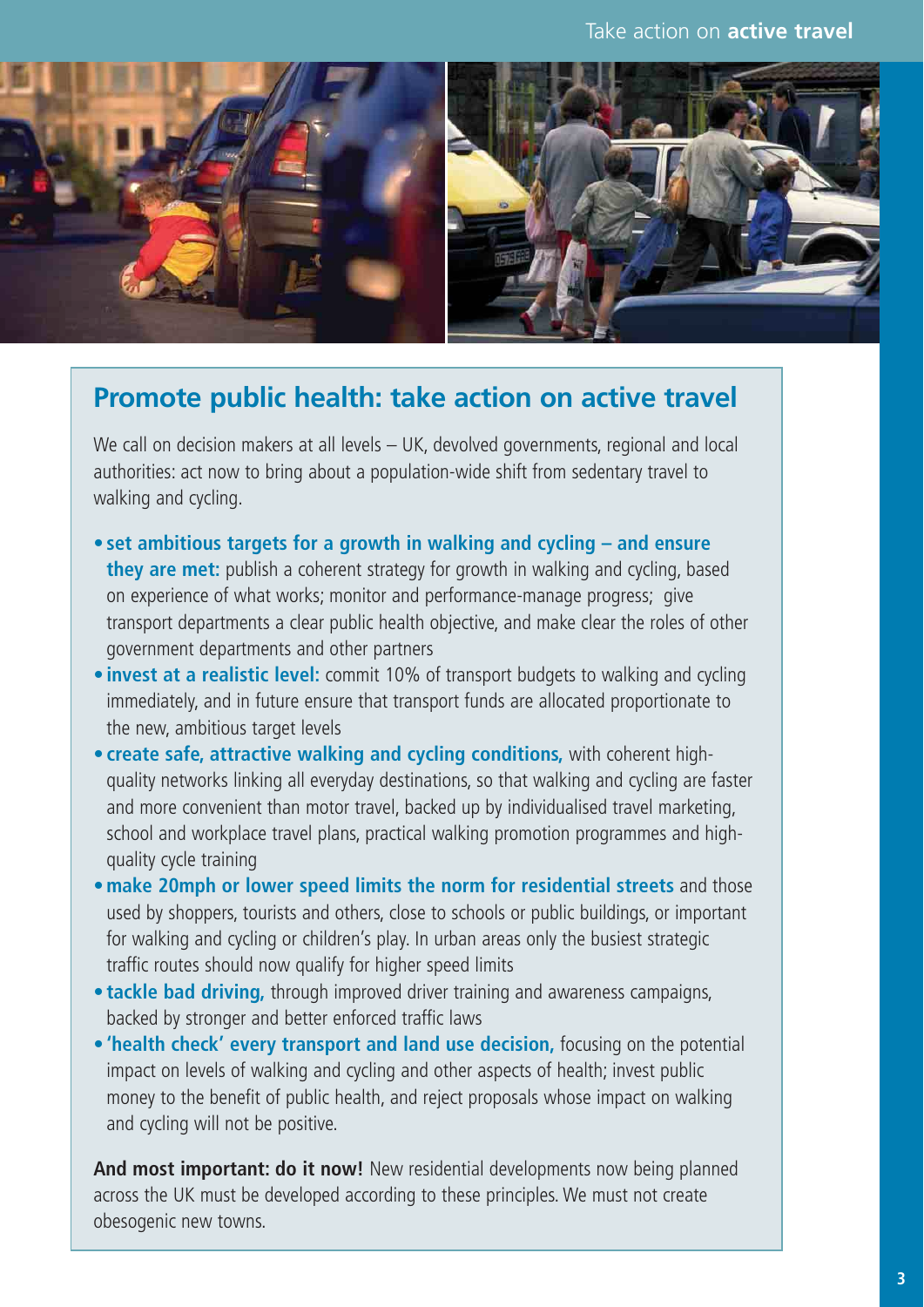## Promote public health: take action on active travel

We call on decision makers at all levels – UK, devolved governments, regional and local authorities: act now to bring about a population-wide shift from sedentary travel to walking and cycling.

- **set ambitious targets for a growth in walking and cycling – and ensure they are met:** publish a coherent strategy for growth in walking and cycling, based on experience of what works; monitor and performance-manage progress; give transport departments a clear public health objective, and make clear the roles of other government departments and other partners
- **invest at a realistic level:** commit 10% of transport budgets to walking and cycling immediately, and in future ensure that transport funds are allocated proportionate to the new, ambitious target levels
- **create safe, attractive walking and cycling conditions,** with coherent high-quality networks linking all everyday destinations, so that walking and cycling are faster and more convenient than motor travel, backed up by individualised travel marketing, school and workplace travel plans, practical walking promotion programmes and high-quality cycle training
- **make 20mph or lower speed limits the norm for residential streets** and those used by shoppers, tourists and others, close to schools or public buildings, or important for walking and cycling or children's play. In urban areas only the busiest strategic traffic routes should now qualify for higher speed limits
- **tackle bad driving,** through improved driver training and awareness campaigns, backed by stronger and better enforced traffic laws
- **'health check' every transport and land use decision,** focusing on the potential impact on levels of walking and cycling and other aspects of health; invest public money to the benefit of public health, and reject proposals whose impact on walking and cycling will not be positive.

**And most important: do it now!** New residential developments now being planned across the UK must be developed according to these principles. We must not create obesogenic new towns.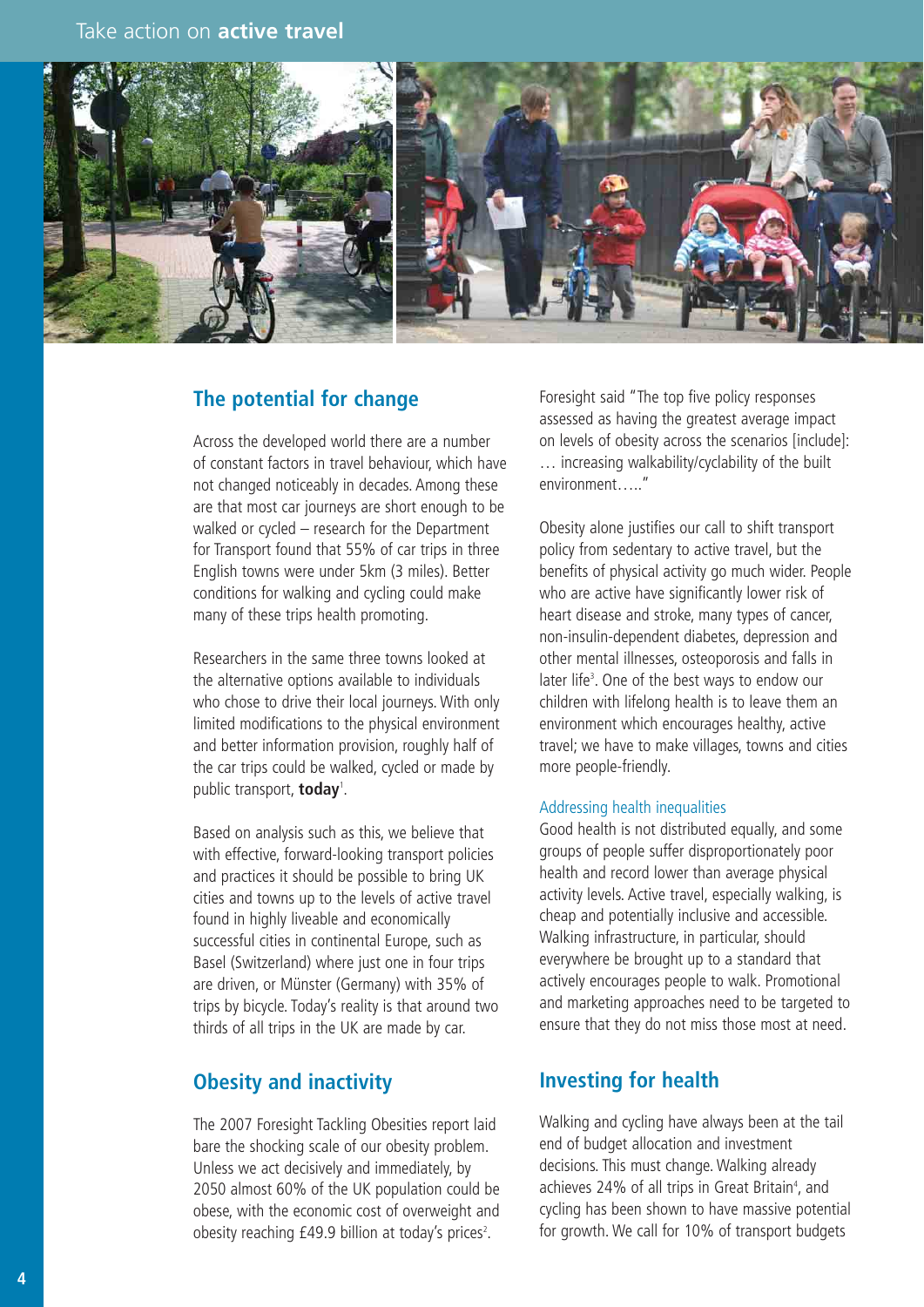## The potential for change

Across the developed world there are a number of constant factors in travel behaviour, which have not changed noticeably in decades. Among these are that most car journeys are short enough to be walked or cycled – research for the Department for Transport found that 55% of car trips in three English towns were under 5km (3 miles). Better conditions for walking and cycling could make many of these trips health promoting.

Researchers in the same three towns looked at the alternative options available to individuals who chose to drive their local journeys. With only limited modifications to the physical environment and better information provision, roughly half of the car trips could be walked, cycled or made by public transport, **today**[1].

Based on analysis such as this, we believe that with effective, forward-looking transport policies and practices it should be possible to bring UK cities and towns up to the levels of active travel found in highly liveable and economically successful cities in continental Europe, such as Basel (Switzerland) where just one in four trips are driven, or Münster (Germany) with 35% of trips by bicycle. Today's reality is that around two thirds of all trips in the UK are made by car.

## Obesity and inactivity

The 2007 Foresight Tackling Obesities report laid bare the shocking scale of our obesity problem. Unless we act decisively and immediately, by 2050 almost 60% of the UK population could be obese, with the economic cost of overweight and obesity reaching £49.9 billion at today's prices[2].

Foresight said "The top five policy responses assessed as having the greatest average impact on levels of obesity across the scenarios [include]: … increasing walkability/cyclability of the built environment….."

Obesity alone justifies our call to shift transport policy from sedentary to active travel, but the benefits of physical activity go much wider. People who are active have significantly lower risk of heart disease and stroke, many types of cancer, non-insulin-dependent diabetes, depression and other mental illnesses, osteoporosis and falls in later life[3]. One of the best ways to endow our children with lifelong health is to leave them an environment which encourages healthy, active travel; we have to make villages, towns and cities more people-friendly.

### Addressing health inequalities

Good health is not distributed equally, and some groups of people suffer disproportionately poor health and record lower than average physical activity levels. Active travel, especially walking, is cheap and potentially inclusive and accessible. Walking infrastructure, in particular, should everywhere be brought up to a standard that actively encourages people to walk. Promotional and marketing approaches need to be targeted to ensure that they do not miss those most at need.

## Investing for health

Walking and cycling have always been at the tail end of budget allocation and investment decisions. This must change. Walking already achieves 24% of all trips in Great Britain[4], and cycling has been shown to have massive potential for growth. We call for 10% of transport budgets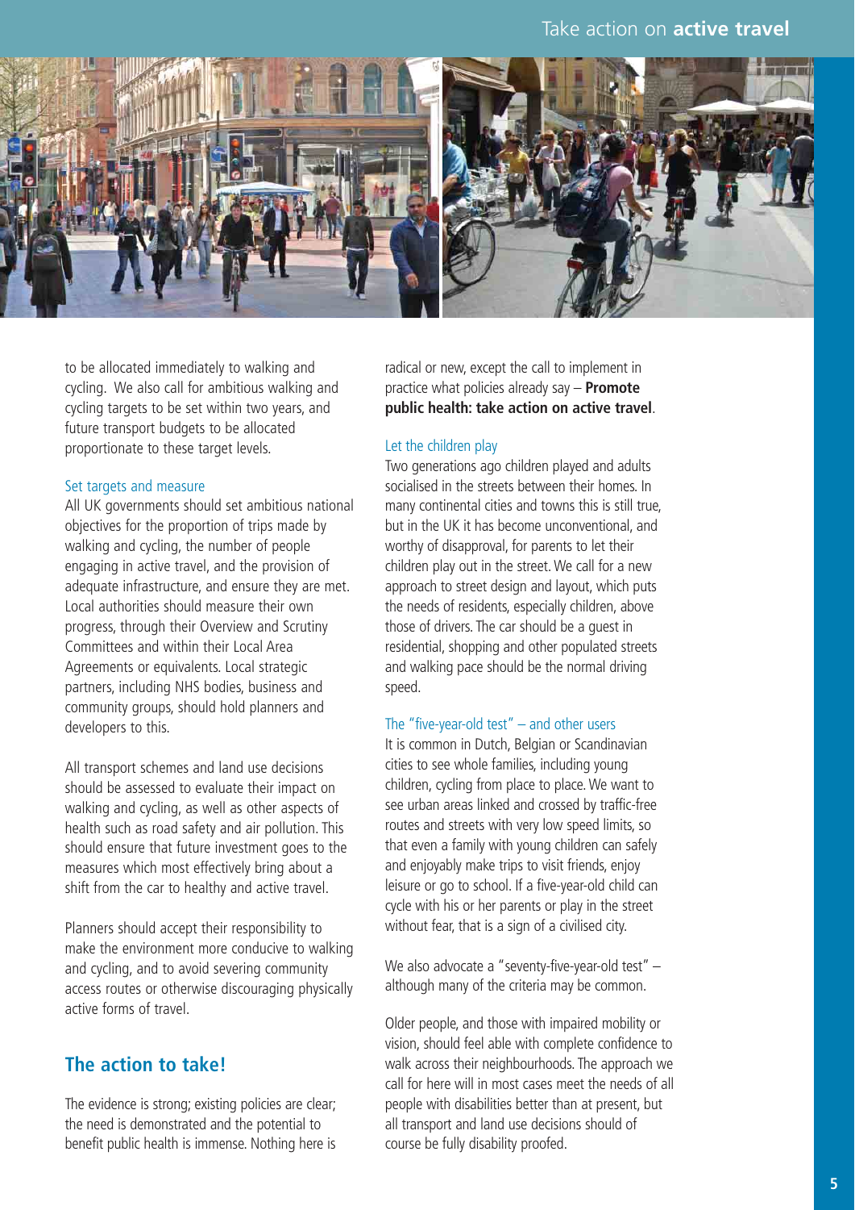to be allocated immediately to walking and cycling. We also call for ambitious walking and cycling targets to be set within two years, and future transport budgets to be allocated proportionate to these target levels.

### Set targets and measure

All UK governments should set ambitious national objectives for the proportion of trips made by walking and cycling, the number of people engaging in active travel, and the provision of adequate infrastructure, and ensure they are met. Local authorities should measure their own progress, through their Overview and Scrutiny Committees and within their Local Area Agreements or equivalents. Local strategic partners, including NHS bodies, business and community groups, should hold planners and developers to this.

All transport schemes and land use decisions should be assessed to evaluate their impact on walking and cycling, as well as other aspects of health such as road safety and air pollution. This should ensure that future investment goes to the measures which most effectively bring about a shift from the car to healthy and active travel.

Planners should accept their responsibility to make the environment more conducive to walking and cycling, and to avoid severing community access routes or otherwise discouraging physically active forms of travel.

## The action to take!

The evidence is strong; existing policies are clear; the need is demonstrated and the potential to benefit public health is immense. Nothing here is radical or new, except the call to implement in practice what policies already say – **Promote public health: take action on active travel**.

### Let the children play

Two generations ago children played and adults socialised in the streets between their homes. In many continental cities and towns this is still true, but in the UK it has become unconventional, and worthy of disapproval, for parents to let their children play out in the street. We call for a new approach to street design and layout, which puts the needs of residents, especially children, above those of drivers. The car should be a guest in residential, shopping and other populated streets and walking pace should be the normal driving speed.

### The "five-year-old test" – and other users

It is common in Dutch, Belgian or Scandinavian cities to see whole families, including young children, cycling from place to place. We want to see urban areas linked and crossed by traffic-free routes and streets with very low speed limits, so that even a family with young children can safely and enjoyably make trips to visit friends, enjoy leisure or go to school. If a five-year-old child can cycle with his or her parents or play in the street without fear, that is a sign of a civilised city.

We also advocate a "seventy-five-year-old test" – although many of the criteria may be common.

Older people, and those with impaired mobility or vision, should feel able with complete confidence to walk across their neighbourhoods. The approach we call for here will in most cases meet the needs of all people with disabilities better than at present, but all transport and land use decisions should of course be fully disability proofed.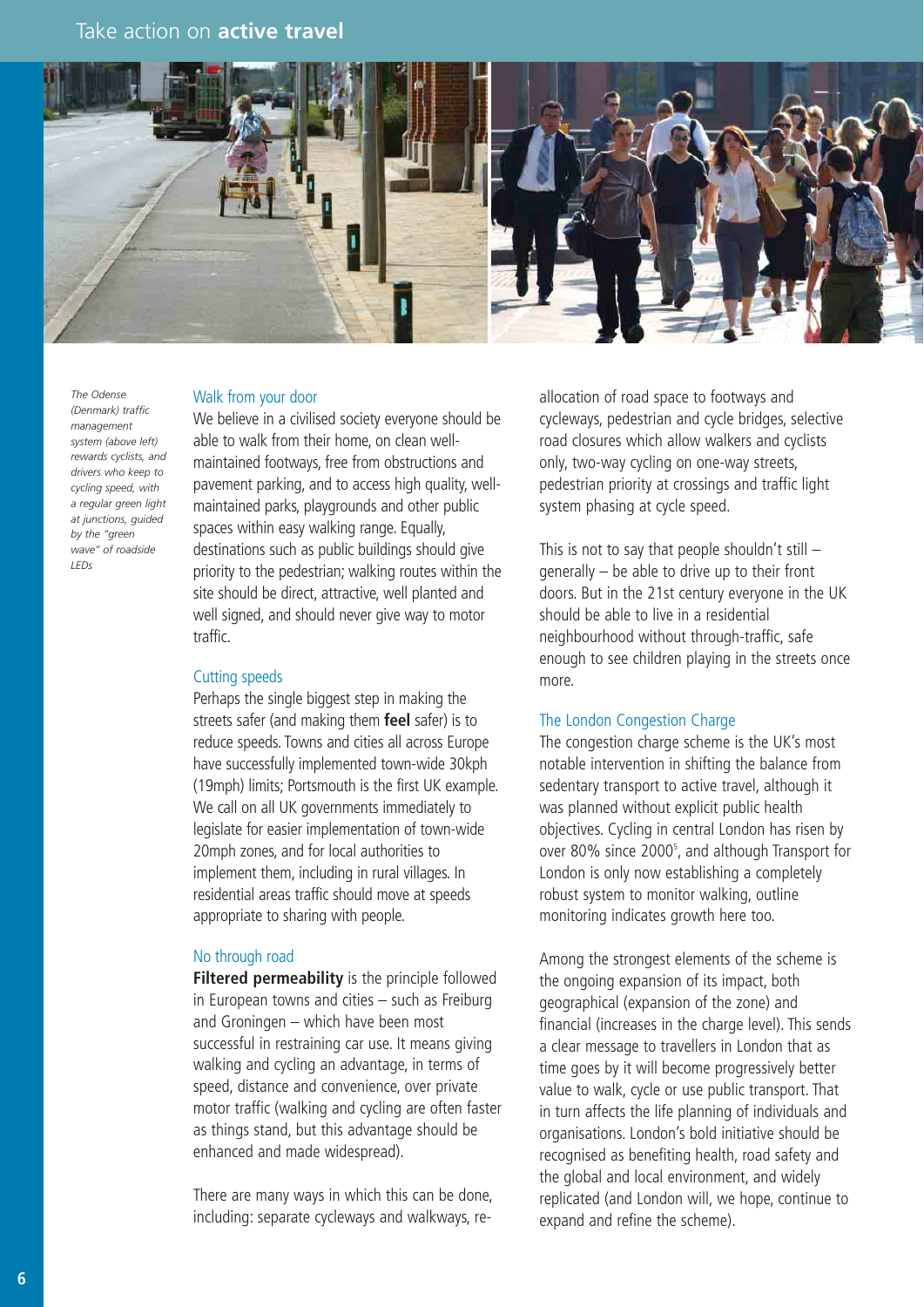# Take action on **active travel**

*The Odense (Denmark) traffic management system (above left) rewards cyclists, and drivers who keep to cycling speed, with a regular green light at junctions, guided by the "green wave" of roadside LEDs*

## Walk from your door

We believe in a civilised society everyone should be able to walk from their home, on clean well-maintained footways, free from obstructions and pavement parking, and to access high quality, well-maintained parks, playgrounds and other public spaces within easy walking range. Equally, destinations such as public buildings should give priority to the pedestrian; walking routes within the site should be direct, attractive, well planted and well signed, and should never give way to motor traffic.

## Cutting speeds

Perhaps the single biggest step in making the streets safer (and making them **feel** safer) is to reduce speeds. Towns and cities all across Europe have successfully implemented town-wide 30kph (19mph) limits; Portsmouth is the first UK example. We call on all UK governments immediately to legislate for easier implementation of town-wide 20mph zones, and for local authorities to implement them, including in rural villages. In residential areas traffic should move at speeds appropriate to sharing with people.

## No through road

**Filtered permeability** is the principle followed in European towns and cities – such as Freiburg and Groningen – which have been most successful in restraining car use. It means giving walking and cycling an advantage, in terms of speed, distance and convenience, over private motor traffic (walking and cycling are often faster as things stand, but this advantage should be enhanced and made widespread).

There are many ways in which this can be done, including: separate cycleways and walkways, re-allocation of road space to footways and cycleways, pedestrian and cycle bridges, selective road closures which allow walkers and cyclists only, two-way cycling on one-way streets, pedestrian priority at crossings and traffic light system phasing at cycle speed.

This is not to say that people shouldn't still – generally – be able to drive up to their front doors. But in the 21st century everyone in the UK should be able to live in a residential neighbourhood without through-traffic, safe enough to see children playing in the streets once more.

## The London Congestion Charge

The congestion charge scheme is the UK's most notable intervention in shifting the balance from sedentary transport to active travel, although it was planned without explicit public health objectives. Cycling in central London has risen by over 80% since 2000[5], and although Transport for London is only now establishing a completely robust system to monitor walking, outline monitoring indicates growth here too.

Among the strongest elements of the scheme is the ongoing expansion of its impact, both geographical (expansion of the zone) and financial (increases in the charge level). This sends a clear message to travellers in London that as time goes by it will become progressively better value to walk, cycle or use public transport. That in turn affects the life planning of individuals and organisations. London's bold initiative should be recognised as benefiting health, road safety and the global and local environment, and widely replicated (and London will, we hope, continue to expand and refine the scheme).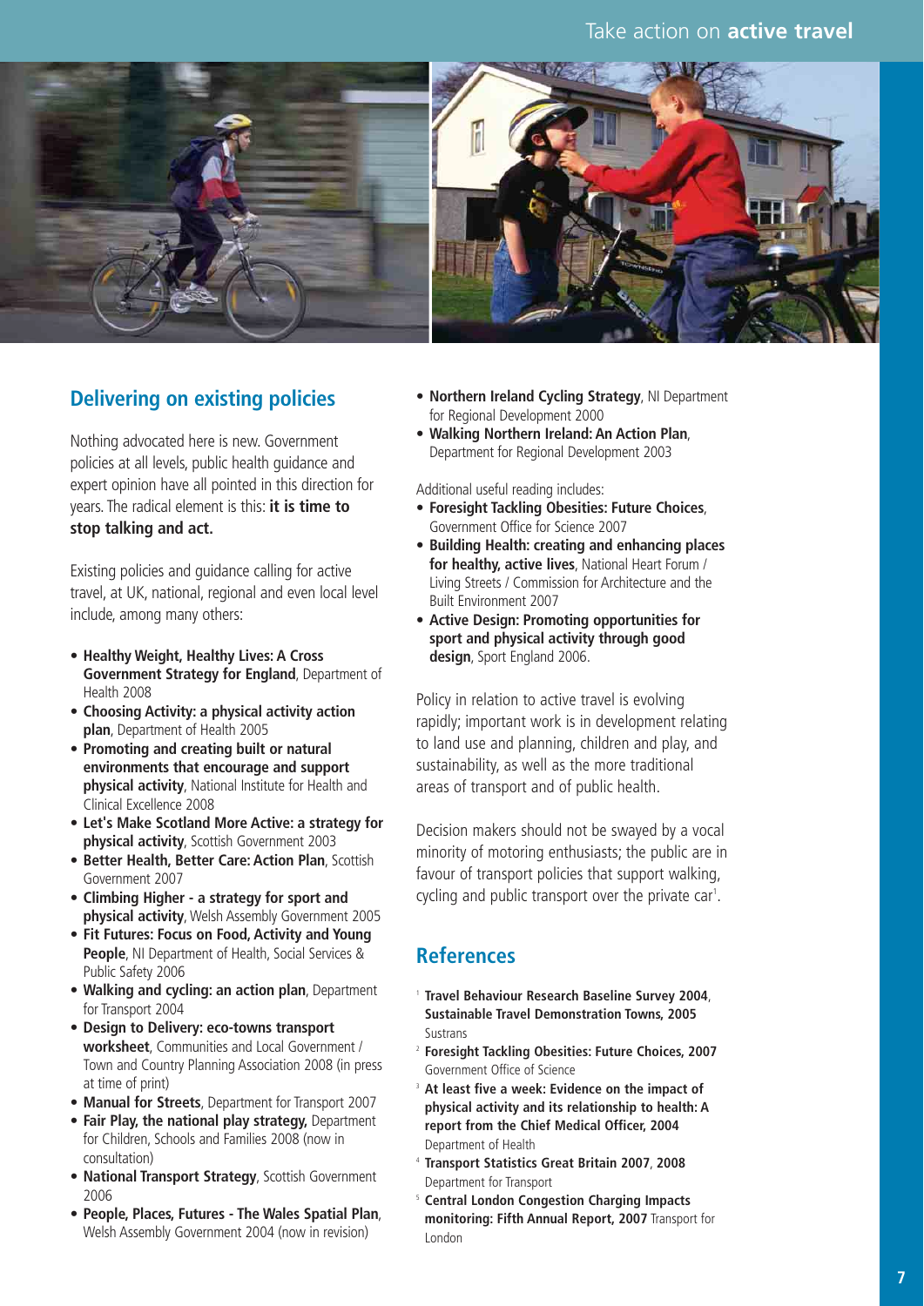## Delivering on existing policies

Nothing advocated here is new. Government policies at all levels, public health guidance and expert opinion have all pointed in this direction for years. The radical element is this: **it is time to stop talking and act.**

Existing policies and guidance calling for active travel, at UK, national, regional and even local level include, among many others:

- **Healthy Weight, Healthy Lives: A Cross Government Strategy for England**, Department of Health 2008
- **Choosing Activity: a physical activity action plan**, Department of Health 2005
- **Promoting and creating built or natural environments that encourage and support physical activity**, National Institute for Health and Clinical Excellence 2008
- **Let's Make Scotland More Active: a strategy for physical activity**, Scottish Government 2003
- **Better Health, Better Care: Action Plan**, Scottish Government 2007
- **Climbing Higher - a strategy for sport and physical activity**, Welsh Assembly Government 2005
- **Fit Futures: Focus on Food, Activity and Young People**, NI Department of Health, Social Services & Public Safety 2006
- **Walking and cycling: an action plan**, Department for Transport 2004
- **Design to Delivery: eco-towns transport worksheet**, Communities and Local Government / Town and Country Planning Association 2008 (in press at time of print)
- **Manual for Streets**, Department for Transport 2007
- **Fair Play, the national play strategy,** Department for Children, Schools and Families 2008 (now in consultation)
- **National Transport Strategy**, Scottish Government 2006
- **People, Places, Futures - The Wales Spatial Plan**, Welsh Assembly Government 2004 (now in revision)
- **Northern Ireland Cycling Strategy**, NI Department for Regional Development 2000
- **Walking Northern Ireland: An Action Plan**, Department for Regional Development 2003

Additional useful reading includes:

- **Foresight Tackling Obesities: Future Choices**, Government Office for Science 2007
- **Building Health: creating and enhancing places for healthy, active lives**, National Heart Forum / Living Streets / Commission for Architecture and the Built Environment 2007
- **Active Design: Promoting opportunities for sport and physical activity through good design**, Sport England 2006.

Policy in relation to active travel is evolving rapidly; important work is in development relating to land use and planning, children and play, and sustainability, as well as the more traditional areas of transport and of public health.

Decision makers should not be swayed by a vocal minority of motoring enthusiasts; the public are in favour of transport policies that support walking, cycling and public transport over the private car[1].

## References

1. **Travel Behaviour Research Baseline Survey 2004, Sustainable Travel Demonstration Towns, 2005** Sustrans
2. **Foresight Tackling Obesities: Future Choices, 2007** Government Office of Science
3. **At least five a week: Evidence on the impact of physical activity and its relationship to health: A report from the Chief Medical Officer, 2004** Department of Health
4. **Transport Statistics Great Britain 2007**, **2008** Department for Transport
5. **Central London Congestion Charging Impacts monitoring: Fifth Annual Report, 2007** Transport for London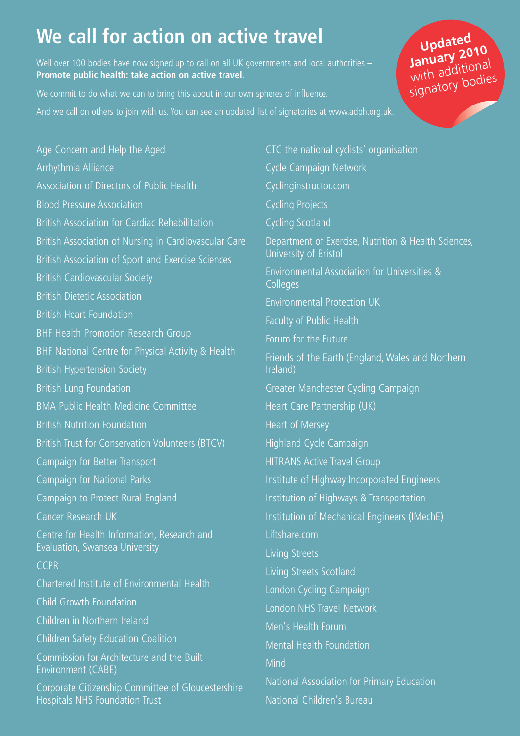# We call for action on active travel

Well over 100 bodies have now signed up to call on all UK governments and local authorities – **Promote public health: take action on active travel**.

We commit to do what we can to bring this about in our own spheres of influence.

And we call on others to join with us. You can see an updated list of signatories at www.adph.org.uk.

**Updated January 2010** with additional signatory bodies

- Age Concern and Help the Aged
- Arrhythmia Alliance
- Association of Directors of Public Health
- Blood Pressure Association
- British Association for Cardiac Rehabilitation
- British Association of Nursing in Cardiovascular Care
- British Association of Sport and Exercise Sciences
- British Cardiovascular Society
- British Dietetic Association
- British Heart Foundation
- BHF Health Promotion Research Group
- BHF National Centre for Physical Activity & Health
- British Hypertension Society
- British Lung Foundation
- BMA Public Health Medicine Committee
- British Nutrition Foundation
- British Trust for Conservation Volunteers (BTCV)
- Campaign for Better Transport
- Campaign for National Parks
- Campaign to Protect Rural England
- Cancer Research UK
- Centre for Health Information, Research and Evaluation, Swansea University
- CCPR
- Chartered Institute of Environmental Health
- Child Growth Foundation
- Children in Northern Ireland
- Children Safety Education Coalition
- Commission for Architecture and the Built Environment (CABE)
- Corporate Citizenship Committee of Gloucestershire Hospitals NHS Foundation Trust
- CTC the national cyclists' organisation
- Cycle Campaign Network
- Cyclinginstructor.com
- Cycling Projects
- Cycling Scotland
- Department of Exercise, Nutrition & Health Sciences, University of Bristol
- Environmental Association for Universities & Colleges
- Environmental Protection UK
- Faculty of Public Health
- Forum for the Future
- Friends of the Earth (England, Wales and Northern Ireland)
- Greater Manchester Cycling Campaign
- Heart Care Partnership (UK)
- Heart of Mersey
- Highland Cycle Campaign
- HITRANS Active Travel Group
- Institute of Highway Incorporated Engineers
- Institution of Highways & Transportation
- Institution of Mechanical Engineers (IMechE)
- Liftshare.com
- Living Streets
- Living Streets Scotland
- London Cycling Campaign
- London NHS Travel Network
- Men's Health Forum
- Mental Health Foundation
- Mind
- National Association for Primary Education
- National Children's Bureau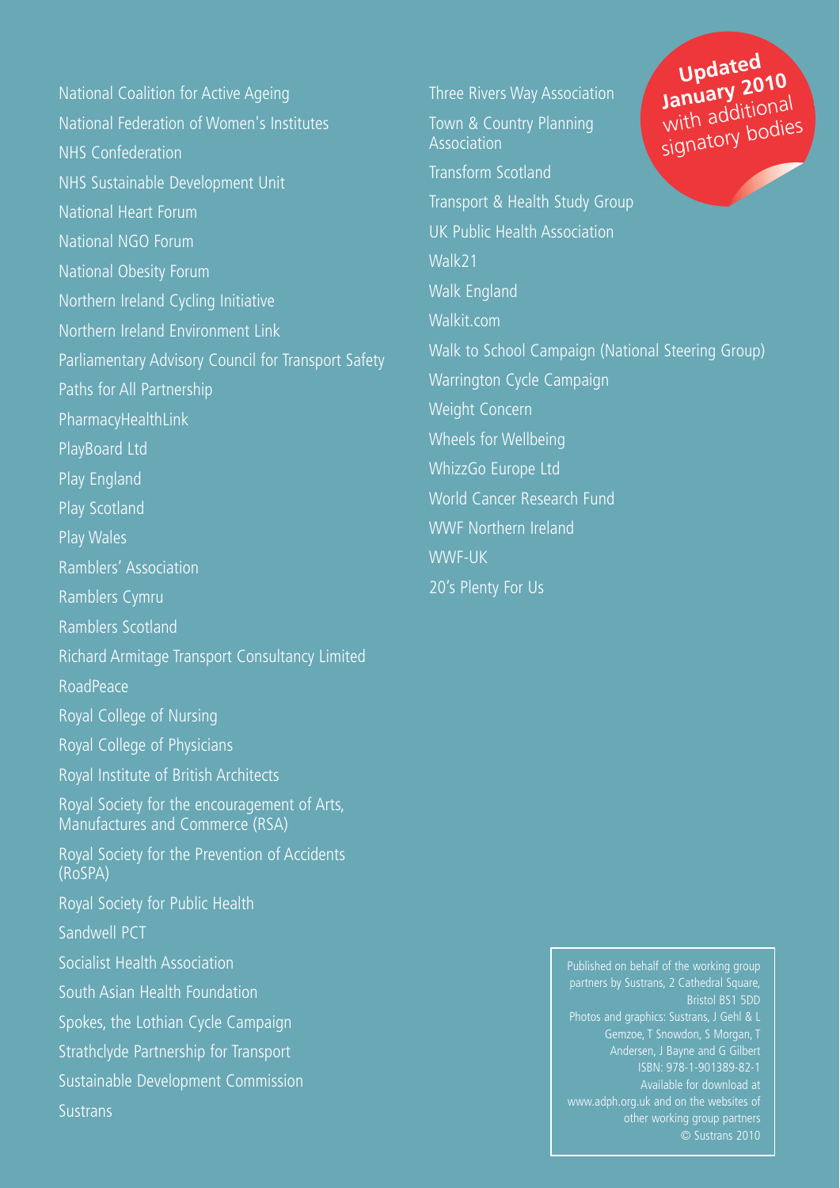National Coalition for Active Ageing

National Federation of Women's Institutes

NHS Confederation

NHS Sustainable Development Unit

National Heart Forum

National NGO Forum

National Obesity Forum

Northern Ireland Cycling Initiative

Northern Ireland Environment Link

Parliamentary Advisory Council for Transport Safety

Paths for All Partnership

PharmacyHealthLink

PlayBoard Ltd

Play England

Play Scotland

Play Wales

Ramblers' Association

Ramblers Cymru

Ramblers Scotland

Richard Armitage Transport Consultancy Limited

RoadPeace

Royal College of Nursing

Royal College of Physicians

Royal Institute of British Architects

Royal Society for the encouragement of Arts, Manufactures and Commerce (RSA)

Royal Society for the Prevention of Accidents (RoSPA)

Royal Society for Public Health

Sandwell PCT

Socialist Health Association

South Asian Health Foundation

Spokes, the Lothian Cycle Campaign

Strathclyde Partnership for Transport

Sustainable Development Commission

Sustrans

Three Rivers Way Association

Town & Country Planning Association

Transform Scotland

Transport & Health Study Group

UK Public Health Association

Walk21

Walk England

Walkit.com

Walk to School Campaign (National Steering Group)

Warrington Cycle Campaign

Weight Concern

Wheels for Wellbeing

WhizzGo Europe Ltd

World Cancer Research Fund

WWF Northern Ireland

WWF-UK

20's Plenty For Us

**Updated January 2010** with additional signatory bodies

Published on behalf of the working group partners by Sustrans, 2 Cathedral Square, Bristol BS1 5DD
Photos and graphics: Sustrans, J Gehl & L Gemzoe, T Snowdon, S Morgan, T Andersen, J Bayne and G Gilbert
ISBN: 978-1-901389-82-1
Available for download at www.adph.org.uk and on the websites of other working group partners
© Sustrans 2010